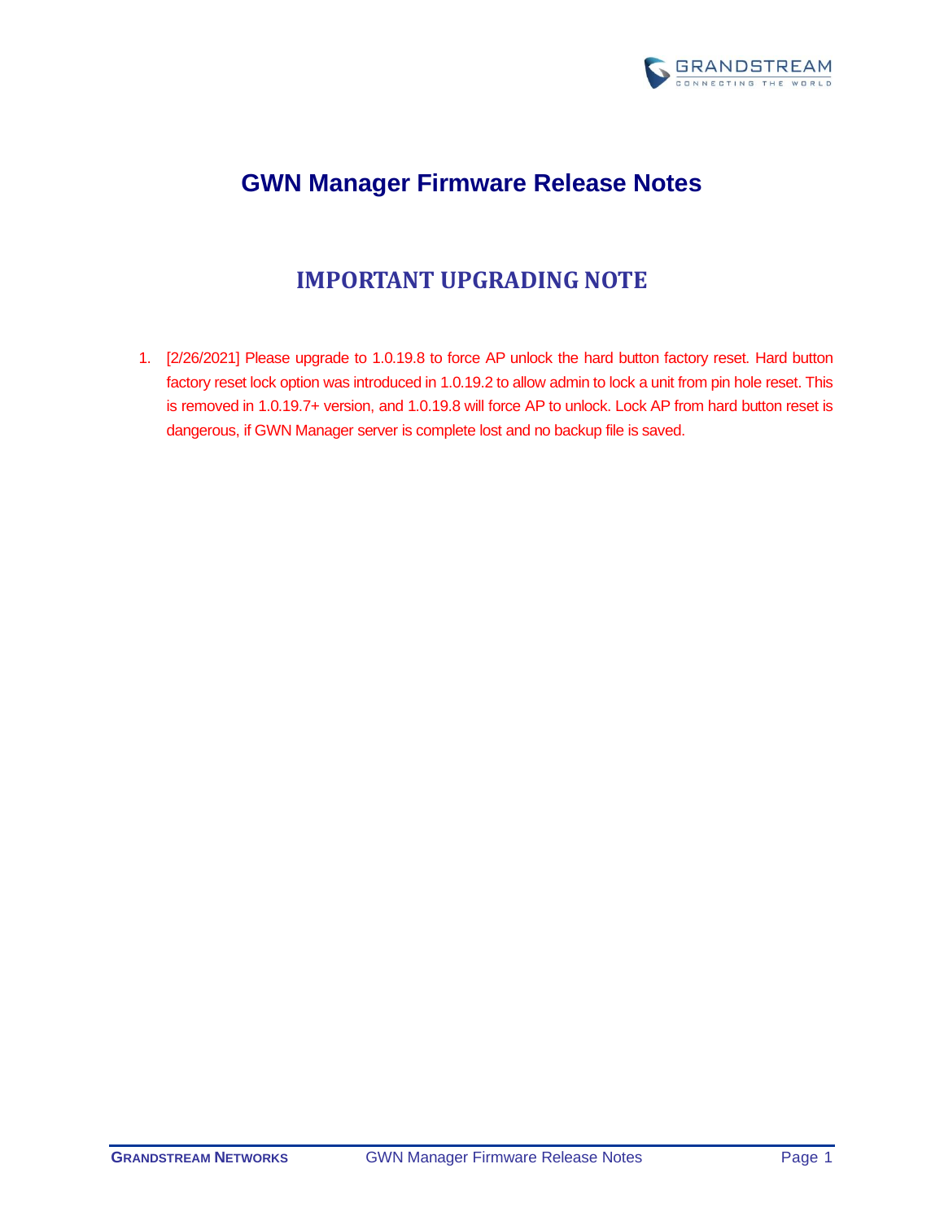# GWN Manager Firmware Release Notes

## IMPORTANT UPGRADING NOTE

1. [2/26/2021] Please upgrade to 1.0.19.8 to force AP unlock the hard button factory reset. Hard button factory reset lock option was introduced in 1.0.19.2 to allow admin to lock a unit from pin hole reset. This is removed in 1.0.19.7+ version, and 1.0.19.8 will force AP to unlock. Lock AP from hard button reset is dangerous, if GWN Manager server is complete lost and no backup file is saved.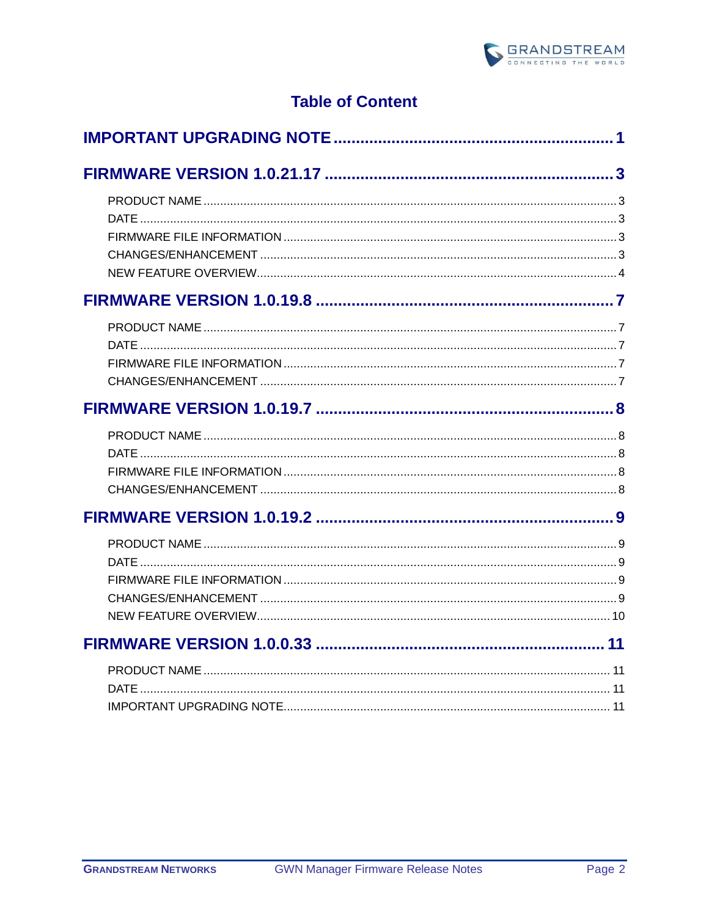# Table of Content

**IMPORTANT UPGRADING NOTE ............................................................ 1**

**FIRMWARE VERSION 1.0.21.17 ............................................................ 3**

- PRODUCT NAME ............................................................ 3
- DATE ............................................................ 3
- FIRMWARE FILE INFORMATION ............................................................ 3
- CHANGES/ENHANCEMENT ............................................................ 3
- NEW FEATURE OVERVIEW ............................................................ 4

**FIRMWARE VERSION 1.0.19.8 ............................................................ 7**

- PRODUCT NAME ............................................................ 7
- DATE ............................................................ 7
- FIRMWARE FILE INFORMATION ............................................................ 7
- CHANGES/ENHANCEMENT ............................................................ 7

**FIRMWARE VERSION 1.0.19.7 ............................................................ 8**

- PRODUCT NAME ............................................................ 8
- DATE ............................................................ 8
- FIRMWARE FILE INFORMATION ............................................................ 8
- CHANGES/ENHANCEMENT ............................................................ 8

**FIRMWARE VERSION 1.0.19.2 ............................................................ 9**

- PRODUCT NAME ............................................................ 9
- DATE ............................................................ 9
- FIRMWARE FILE INFORMATION ............................................................ 9
- CHANGES/ENHANCEMENT ............................................................ 9
- NEW FEATURE OVERVIEW ............................................................ 10

**FIRMWARE VERSION 1.0.0.33 ............................................................ 11**

- PRODUCT NAME ............................................................ 11
- DATE ............................................................ 11
- IMPORTANT UPGRADING NOTE ............................................................ 11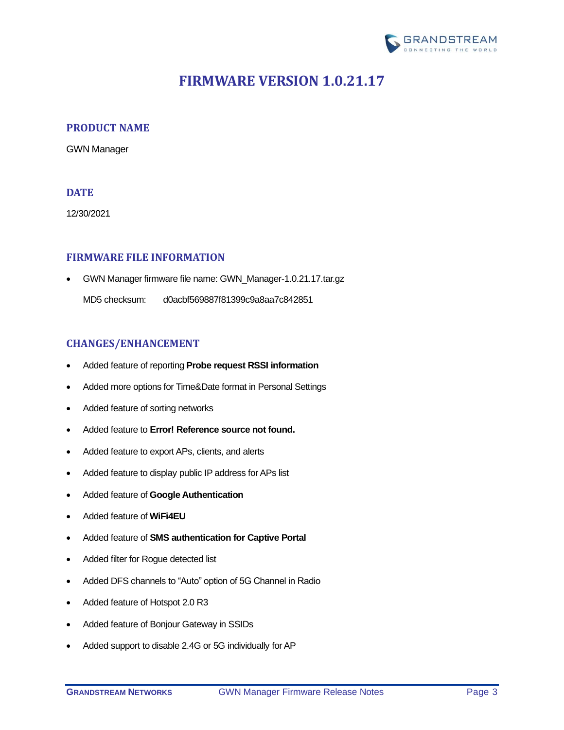# FIRMWARE VERSION 1.0.21.17

## PRODUCT NAME

GWN Manager

## DATE

12/30/2021

## FIRMWARE FILE INFORMATION

- GWN Manager firmware file name: GWN_Manager-1.0.21.17.tar.gz

  MD5 checksum: d0acbf569887f81399c9a8aa7c842851

## CHANGES/ENHANCEMENT

- Added feature of reporting **Probe request RSSI information**
- Added more options for Time&Date format in Personal Settings
- Added feature of sorting networks
- Added feature to **Error! Reference source not found.**
- Added feature to export APs, clients, and alerts
- Added feature to display public IP address for APs list
- Added feature of **Google Authentication**
- Added feature of **WiFi4EU**
- Added feature of **SMS authentication for Captive Portal**
- Added filter for Rogue detected list
- Added DFS channels to “Auto” option of 5G Channel in Radio
- Added feature of Hotspot 2.0 R3
- Added feature of Bonjour Gateway in SSIDs
- Added support to disable 2.4G or 5G individually for AP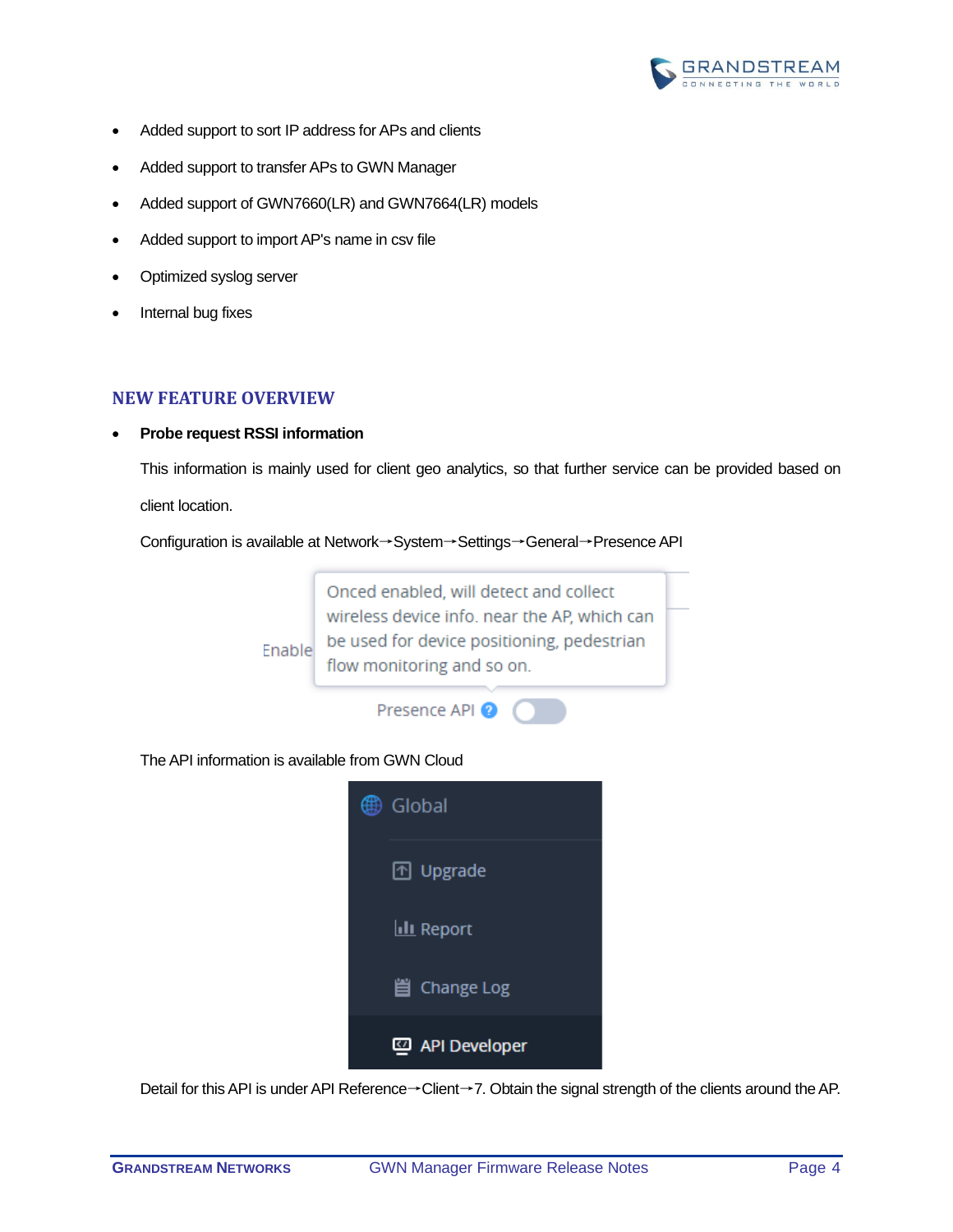- Added support to sort IP address for APs and clients
- Added support to transfer APs to GWN Manager
- Added support of GWN7660(LR) and GWN7664(LR) models
- Added support to import AP's name in csv file
- Optimized syslog server
- Internal bug fixes

## NEW FEATURE OVERVIEW

- **Probe request RSSI information**

  This information is mainly used for client geo analytics, so that further service can be provided based on client location.

  Configuration is available at Network→System→Settings→General→Presence API

  The API information is available from GWN Cloud

  Detail for this API is under API Reference→Client→7. Obtain the signal strength of the clients around the AP.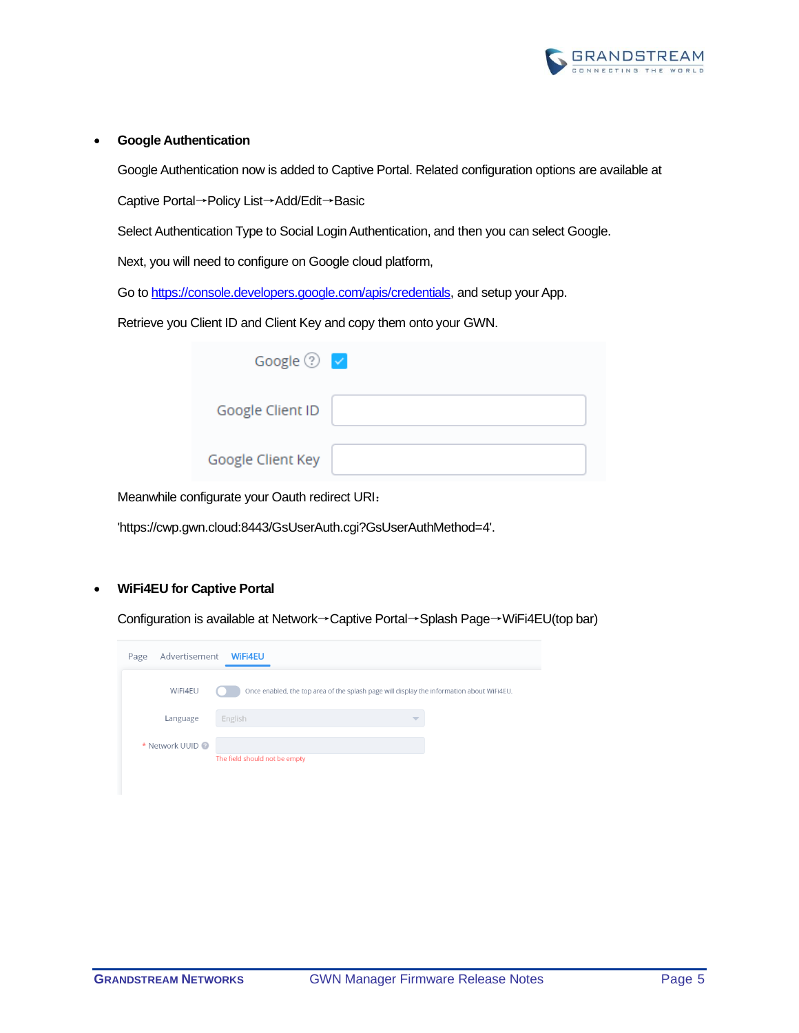- **Google Authentication**

  Google Authentication now is added to Captive Portal. Related configuration options are available at

  Captive Portal→Policy List→Add/Edit→Basic

  Select Authentication Type to Social Login Authentication, and then you can select Google.

  Next, you will need to configure on Google cloud platform,

  Go to https://console.developers.google.com/apis/credentials, and setup your App.

  Retrieve you Client ID and Client Key and copy them onto your GWN.

  Meanwhile configurate your Oauth redirect URI：

  'https://cwp.gwn.cloud:8443/GsUserAuth.cgi?GsUserAuthMethod=4'.

- **WiFi4EU for Captive Portal**

  Configuration is available at Network→Captive Portal→Splash Page→WiFi4EU(top bar)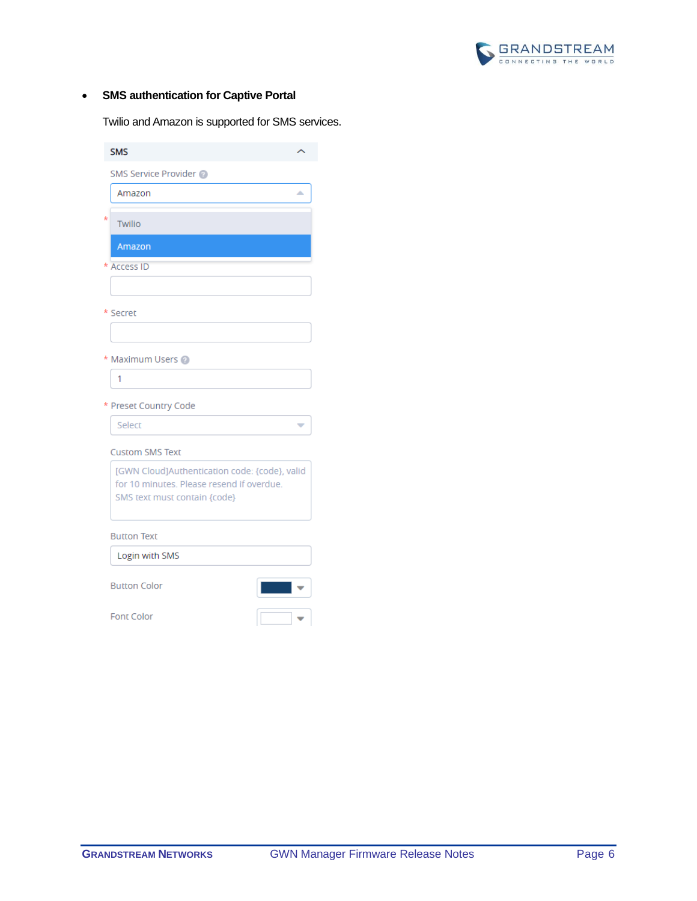- **SMS authentication for Captive Portal**

  Twilio and Amazon is supported for SMS services.

SMS

SMS Service Provider

Amazon

Twilio

Amazon

\* Access ID

\* Secret

\* Maximum Users

1

\* Preset Country Code

Select

Custom SMS Text

[GWN Cloud]Authentication code: {code}, valid for 10 minutes. Please resend if overdue. SMS text must contain {code}

Button Text

Login with SMS

Button Color

Font Color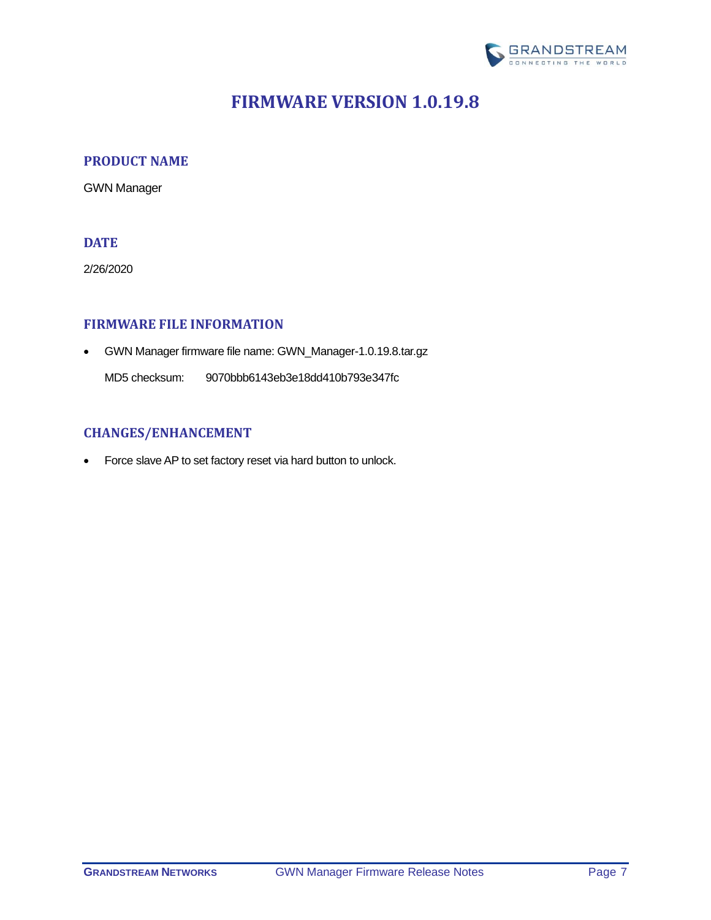# FIRMWARE VERSION 1.0.19.8

## PRODUCT NAME

GWN Manager

## DATE

2/26/2020

## FIRMWARE FILE INFORMATION

- GWN Manager firmware file name: GWN_Manager-1.0.19.8.tar.gz

  MD5 checksum: 9070bbb6143eb3e18dd410b793e347fc

## CHANGES/ENHANCEMENT

- Force slave AP to set factory reset via hard button to unlock.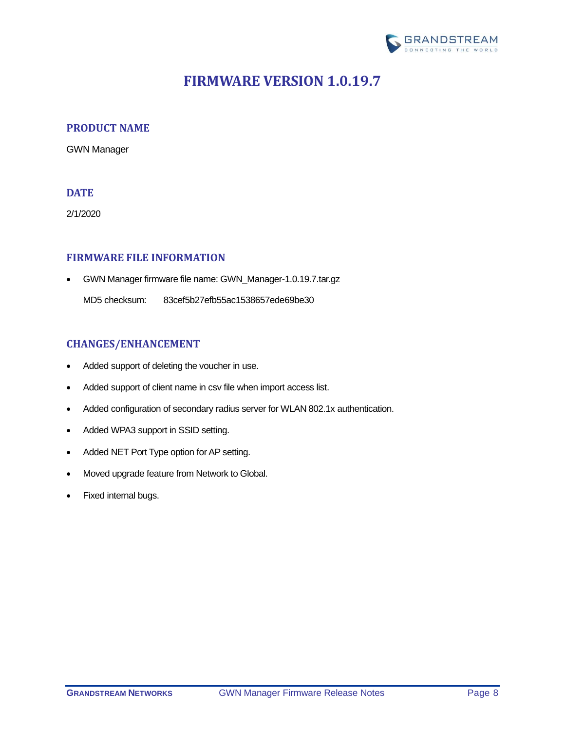# FIRMWARE VERSION 1.0.19.7

## PRODUCT NAME

GWN Manager

## DATE

2/1/2020

## FIRMWARE FILE INFORMATION

- GWN Manager firmware file name: GWN_Manager-1.0.19.7.tar.gz

  MD5 checksum: 83cef5b27efb55ac1538657ede69be30

## CHANGES/ENHANCEMENT

- Added support of deleting the voucher in use.
- Added support of client name in csv file when import access list.
- Added configuration of secondary radius server for WLAN 802.1x authentication.
- Added WPA3 support in SSID setting.
- Added NET Port Type option for AP setting.
- Moved upgrade feature from Network to Global.
- Fixed internal bugs.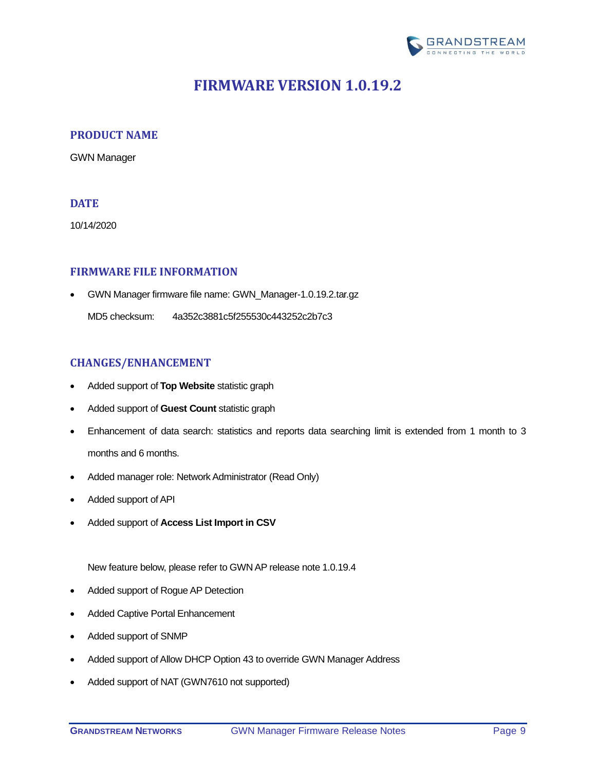# FIRMWARE VERSION 1.0.19.2

## PRODUCT NAME

GWN Manager

## DATE

10/14/2020

## FIRMWARE FILE INFORMATION

- GWN Manager firmware file name: GWN_Manager-1.0.19.2.tar.gz

  MD5 checksum: 4a352c3881c5f255530c443252c2b7c3

## CHANGES/ENHANCEMENT

- Added support of **Top Website** statistic graph
- Added support of **Guest Count** statistic graph
- Enhancement of data search: statistics and reports data searching limit is extended from 1 month to 3 months and 6 months.
- Added manager role: Network Administrator (Read Only)
- Added support of API
- Added support of **Access List Import in CSV**

New feature below, please refer to GWN AP release note 1.0.19.4

- Added support of Rogue AP Detection
- Added Captive Portal Enhancement
- Added support of SNMP
- Added support of Allow DHCP Option 43 to override GWN Manager Address
- Added support of NAT (GWN7610 not supported)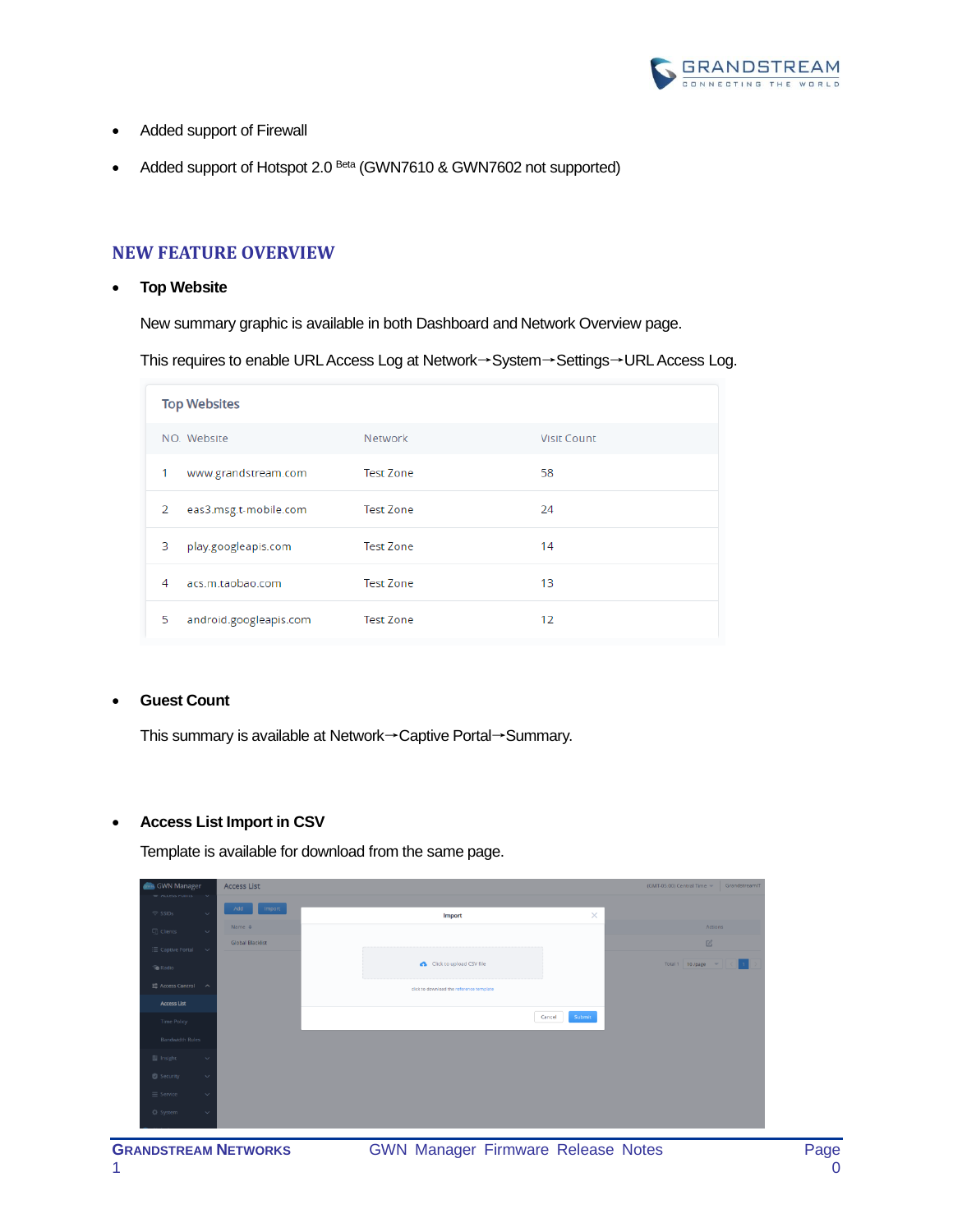- Added support of Firewall
- Added support of Hotspot 2.0 Beta (GWN7610 & GWN7602 not supported)

## NEW FEATURE OVERVIEW

- **Top Website**

  New summary graphic is available in both Dashboard and Network Overview page.

  This requires to enable URL Access Log at Network→System→Settings→URL Access Log.

**Top Websites**

| NO. | Website | Network | Visit Count |
|---|---|---|---|
| 1 | www.grandstream.com | Test Zone | 58 |
| 2 | eas3.msg.t-mobile.com | Test Zone | 24 |
| 3 | play.googleapis.com | Test Zone | 14 |
| 4 | acs.m.taobao.com | Test Zone | 13 |
| 5 | android.googleapis.com | Test Zone | 12 |

- **Guest Count**

  This summary is available at Network→Captive Portal→Summary.

- **Access List Import in CSV**

  Template is available for download from the same page.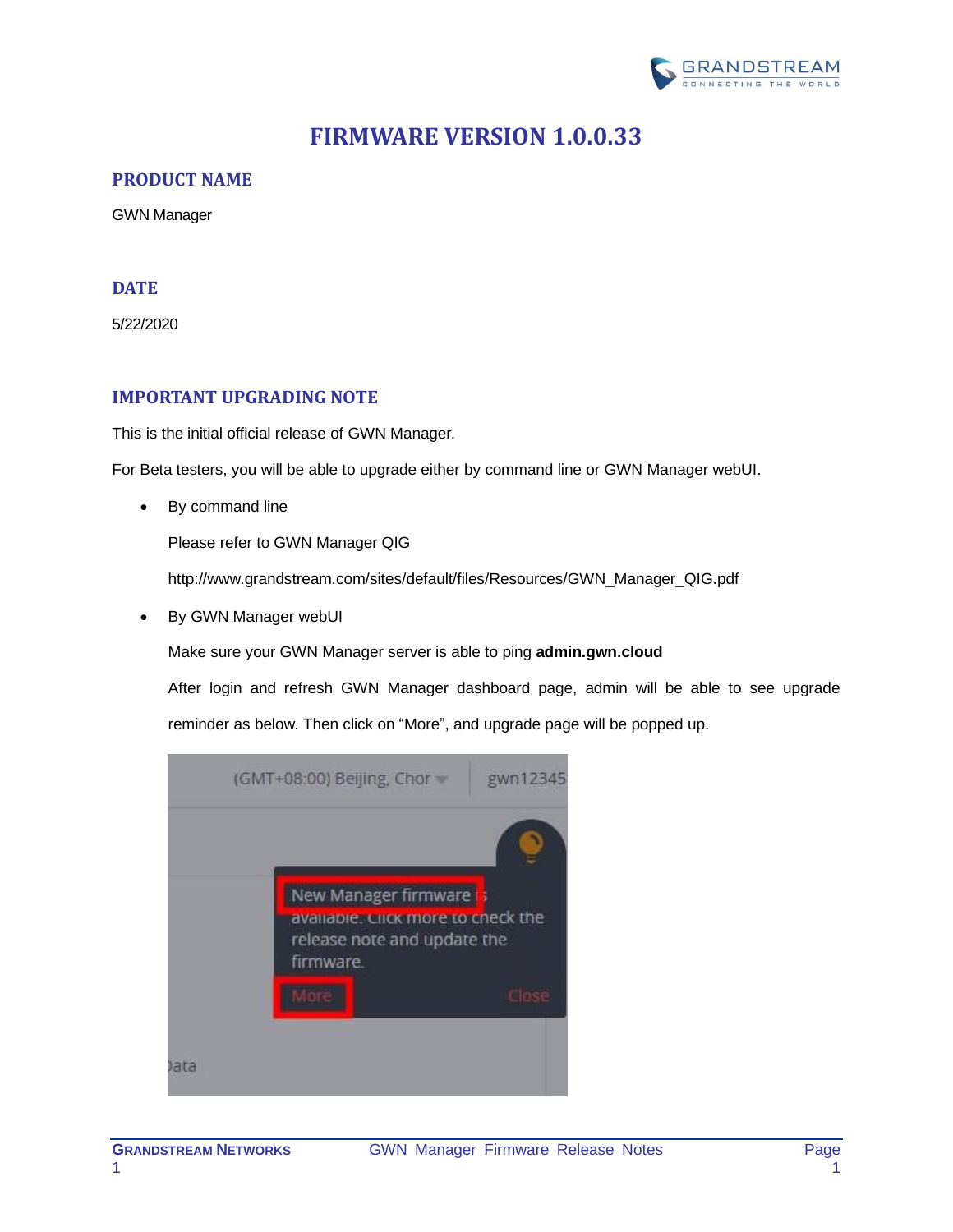# FIRMWARE VERSION 1.0.0.33

## PRODUCT NAME

GWN Manager

## DATE

5/22/2020

## IMPORTANT UPGRADING NOTE

This is the initial official release of GWN Manager.

For Beta testers, you will be able to upgrade either by command line or GWN Manager webUI.

- By command line

  Please refer to GWN Manager QIG

  http://www.grandstream.com/sites/default/files/Resources/GWN_Manager_QIG.pdf

- By GWN Manager webUI

  Make sure your GWN Manager server is able to ping **admin.gwn.cloud**

  After login and refresh GWN Manager dashboard page, admin will be able to see upgrade reminder as below. Then click on "More", and upgrade page will be popped up.